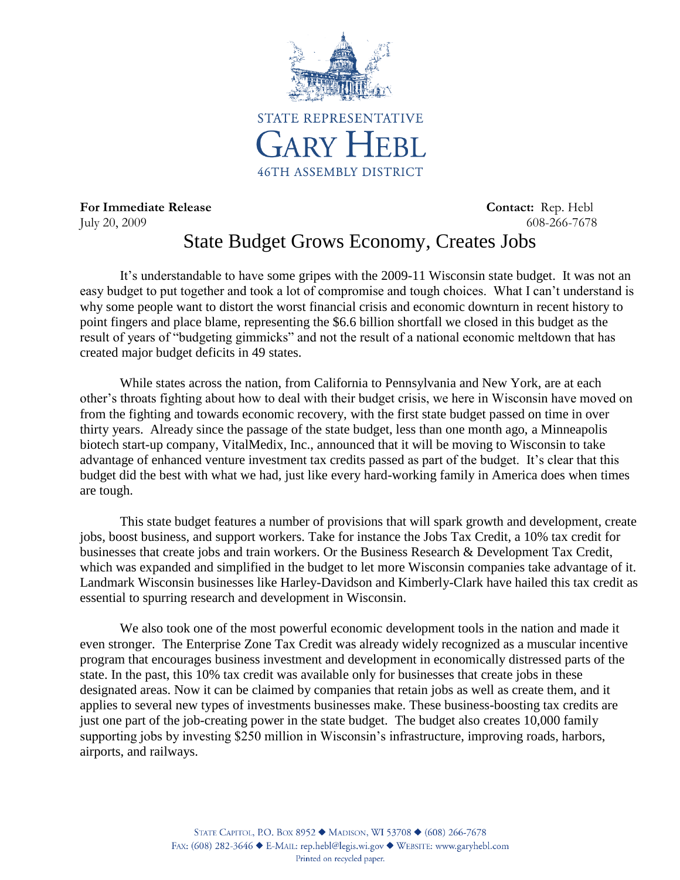STATE REPRESENTATIVE

# GARY HEBL

46TH ASSEMBLY DISTRICT

**For Immediate Release**
July 20, 2009

**Contact:** Rep. Hebl
608-266-7678

## State Budget Grows Economy, Creates Jobs

It's understandable to have some gripes with the 2009-11 Wisconsin state budget. It was not an easy budget to put together and took a lot of compromise and tough choices. What I can't understand is why some people want to distort the worst financial crisis and economic downturn in recent history to point fingers and place blame, representing the $6.6 billion shortfall we closed in this budget as the result of years of "budgeting gimmicks" and not the result of a national economic meltdown that has created major budget deficits in 49 states.

While states across the nation, from California to Pennsylvania and New York, are at each other's throats fighting about how to deal with their budget crisis, we here in Wisconsin have moved on from the fighting and towards economic recovery, with the first state budget passed on time in over thirty years. Already since the passage of the state budget, less than one month ago, a Minneapolis biotech start-up company, VitalMedix, Inc., announced that it will be moving to Wisconsin to take advantage of enhanced venture investment tax credits passed as part of the budget. It's clear that this budget did the best with what we had, just like every hard-working family in America does when times are tough.

This state budget features a number of provisions that will spark growth and development, create jobs, boost business, and support workers. Take for instance the Jobs Tax Credit, a 10% tax credit for businesses that create jobs and train workers. Or the Business Research & Development Tax Credit, which was expanded and simplified in the budget to let more Wisconsin companies take advantage of it. Landmark Wisconsin businesses like Harley-Davidson and Kimberly-Clark have hailed this tax credit as essential to spurring research and development in Wisconsin.

We also took one of the most powerful economic development tools in the nation and made it even stronger. The Enterprise Zone Tax Credit was already widely recognized as a muscular incentive program that encourages business investment and development in economically distressed parts of the state. In the past, this 10% tax credit was available only for businesses that create jobs in these designated areas. Now it can be claimed by companies that retain jobs as well as create them, and it applies to several new types of investments businesses make. These business-boosting tax credits are just one part of the job-creating power in the state budget. The budget also creates 10,000 family supporting jobs by investing $250 million in Wisconsin's infrastructure, improving roads, harbors, airports, and railways.

STATE CAPITOL, P.O. BOX 8952 ◆ MADISON, WI 53708 ◆ (608) 266-7678
FAX: (608) 282-3646 ◆ E-MAIL: rep.hebl@legis.wi.gov ◆ WEBSITE: www.garyhebl.com
Printed on recycled paper.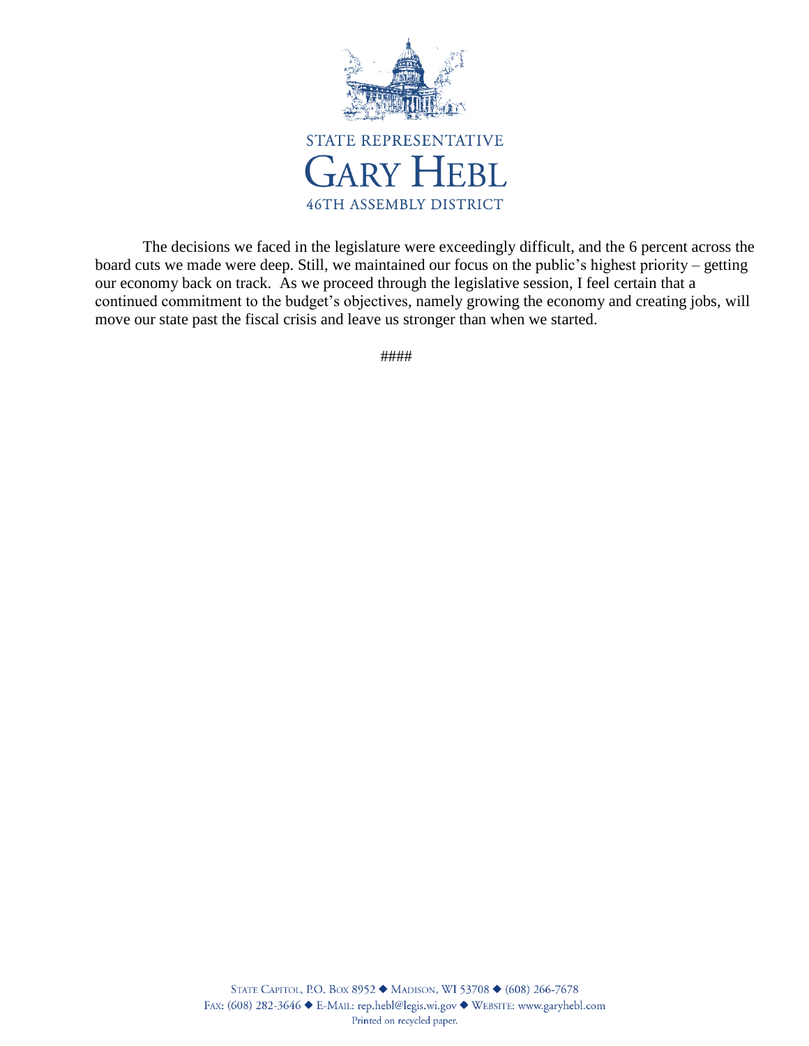The decisions we faced in the legislature were exceedingly difficult, and the 6 percent across the board cuts we made were deep. Still, we maintained our focus on the public's highest priority – getting our economy back on track. As we proceed through the legislative session, I feel certain that a continued commitment to the budget's objectives, namely growing the economy and creating jobs, will move our state past the fiscal crisis and leave us stronger than when we started.

####